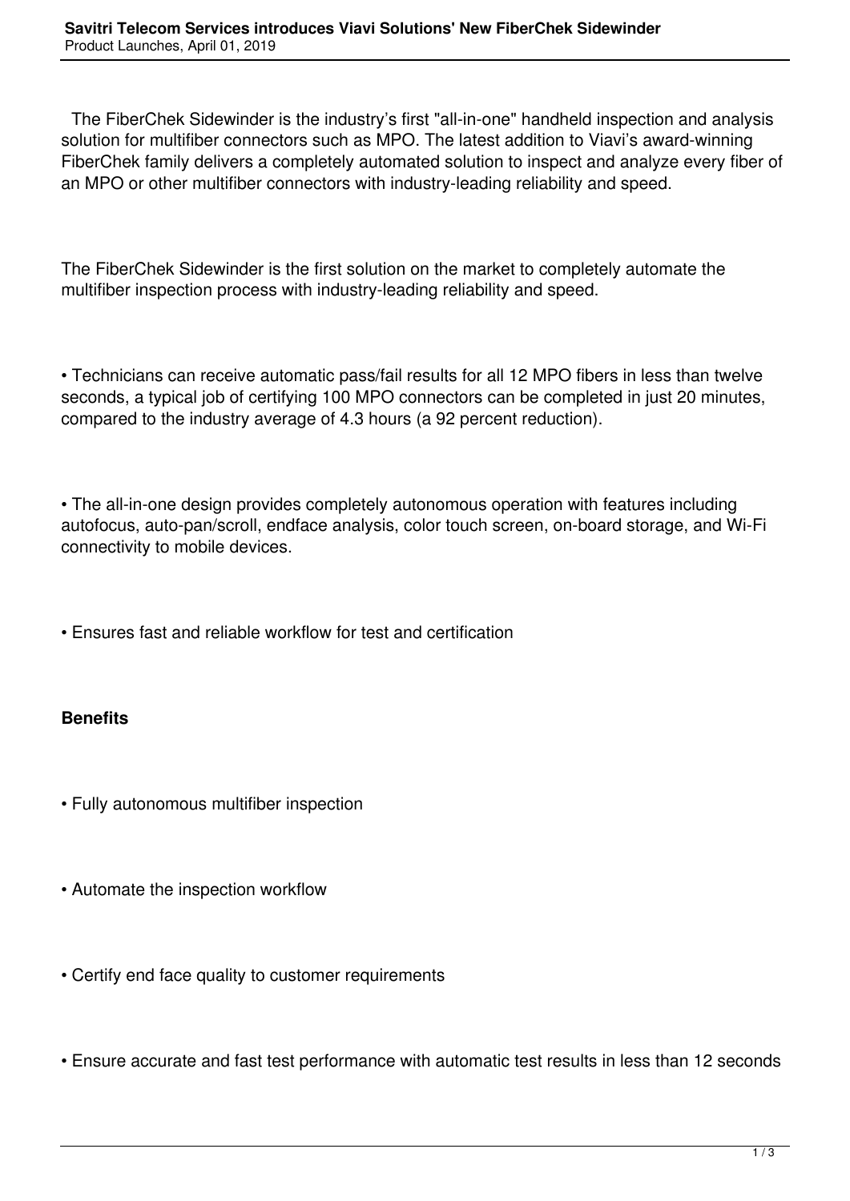# Savitri Telecom Services introduces Viavi Solutions' New FiberChek Sidewinder

Product Launches, April 01, 2019

The FiberChek Sidewinder is the industry's first "all-in-one" handheld inspection and analysis solution for multifiber connectors such as MPO. The latest addition to Viavi's award-winning FiberChek family delivers a completely automated solution to inspect and analyze every fiber of an MPO or other multifiber connectors with industry-leading reliability and speed.

The FiberChek Sidewinder is the first solution on the market to completely automate the multifiber inspection process with industry-leading reliability and speed.

• Technicians can receive automatic pass/fail results for all 12 MPO fibers in less than twelve seconds, a typical job of certifying 100 MPO connectors can be completed in just 20 minutes, compared to the industry average of 4.3 hours (a 92 percent reduction).

• The all-in-one design provides completely autonomous operation with features including autofocus, auto-pan/scroll, endface analysis, color touch screen, on-board storage, and Wi-Fi connectivity to mobile devices.

• Ensures fast and reliable workflow for test and certification

**Benefits**

• Fully autonomous multifiber inspection

• Automate the inspection workflow

• Certify end face quality to customer requirements

• Ensure accurate and fast test performance with automatic test results in less than 12 seconds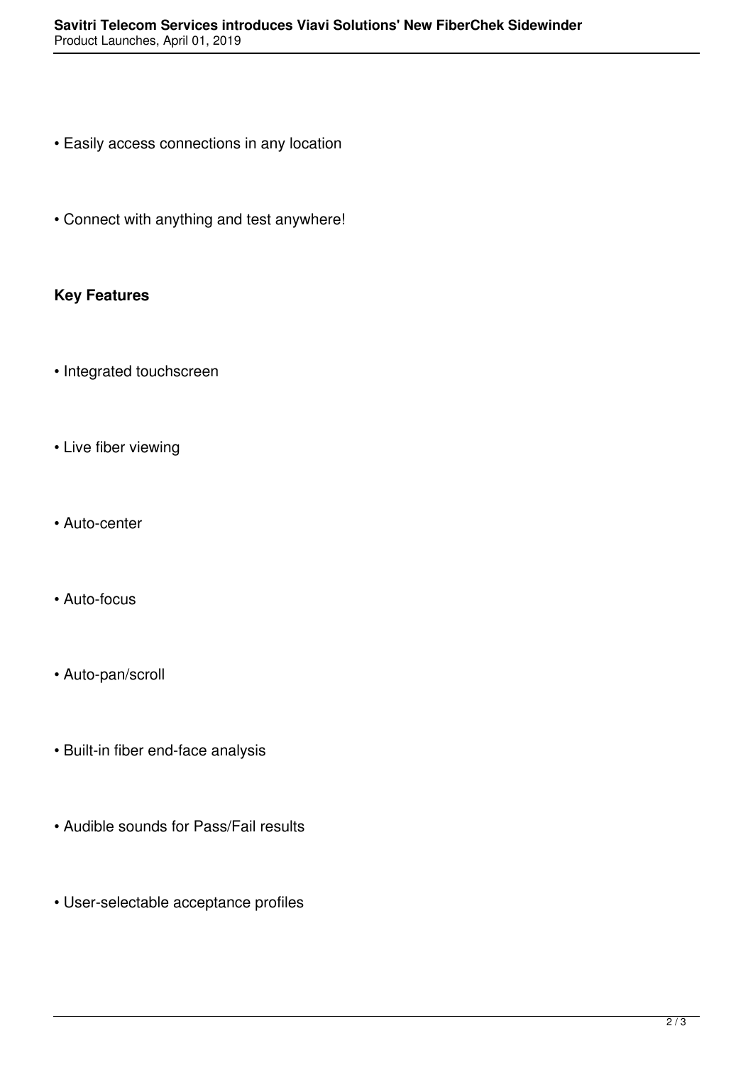- Easily access connections in any location
- Connect with anything and test anywhere!

**Key Features**

- Integrated touchscreen
- Live fiber viewing
- Auto-center
- Auto-focus
- Auto-pan/scroll
- Built-in fiber end-face analysis
- Audible sounds for Pass/Fail results
- User-selectable acceptance profiles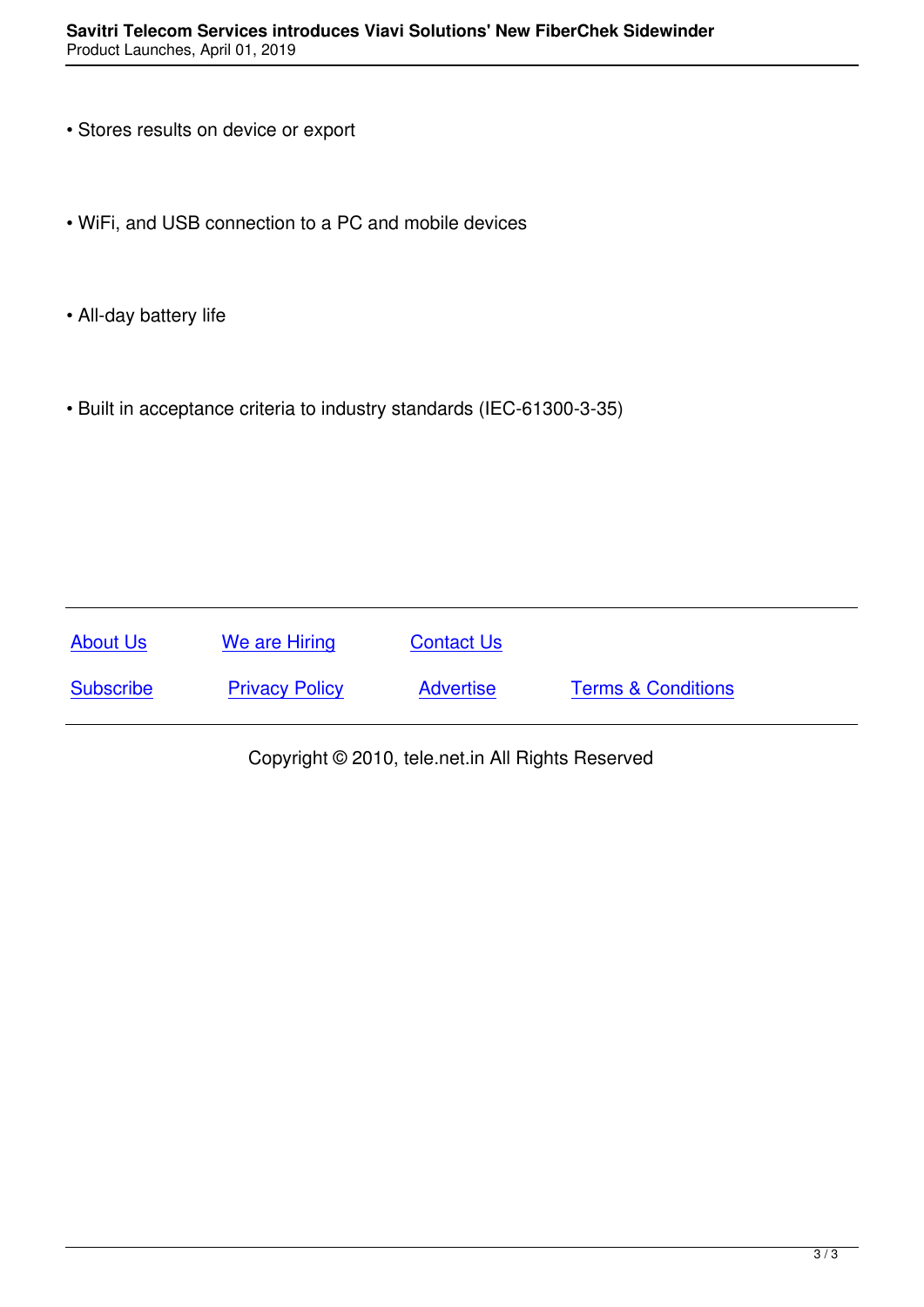- Stores results on device or export

- WiFi, and USB connection to a PC and mobile devices

- All-day battery life

- Built in acceptance criteria to industry standards (IEC-61300-3-35)

---

About Us | We are Hiring | Contact Us

Subscribe | Privacy Policy | Advertise | Terms & Conditions

---

Copyright © 2010, tele.net.in All Rights Reserved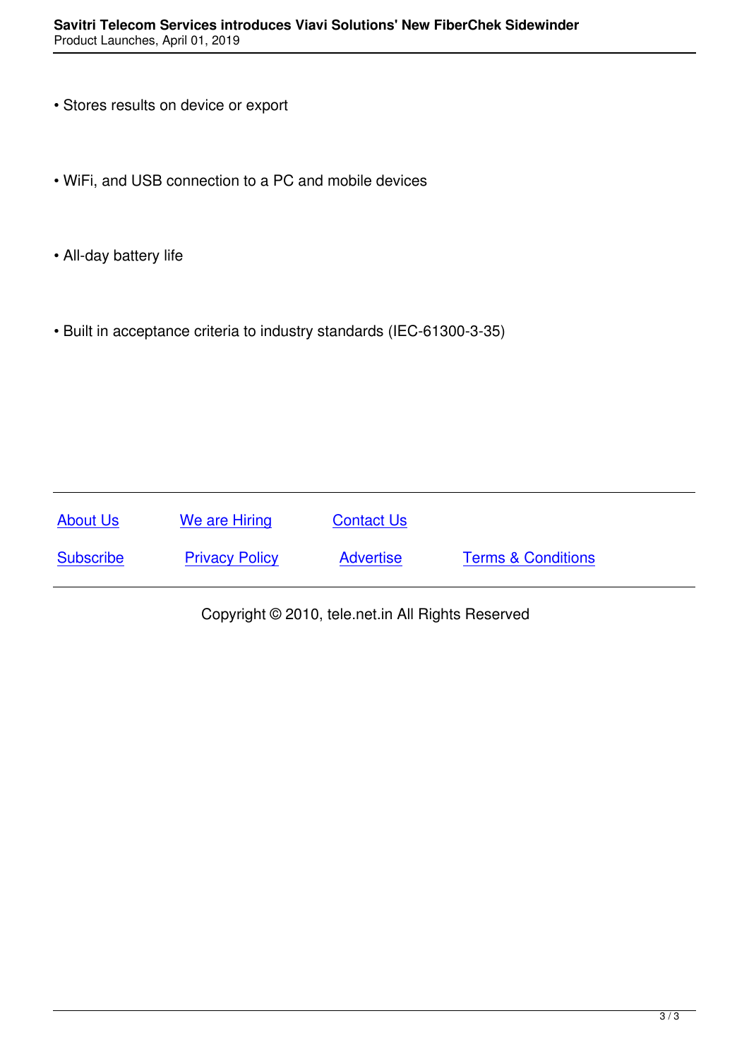• Stores results on device or export

• WiFi, and USB connection to a PC and mobile devices

• All-day battery life

• Built in acceptance criteria to industry standards (IEC-61300-3-35)

---

About Us We are Hiring Contact Us

Subscribe Privacy Policy Advertise Terms & Conditions

---

Copyright © 2010, tele.net.in All Rights Reserved